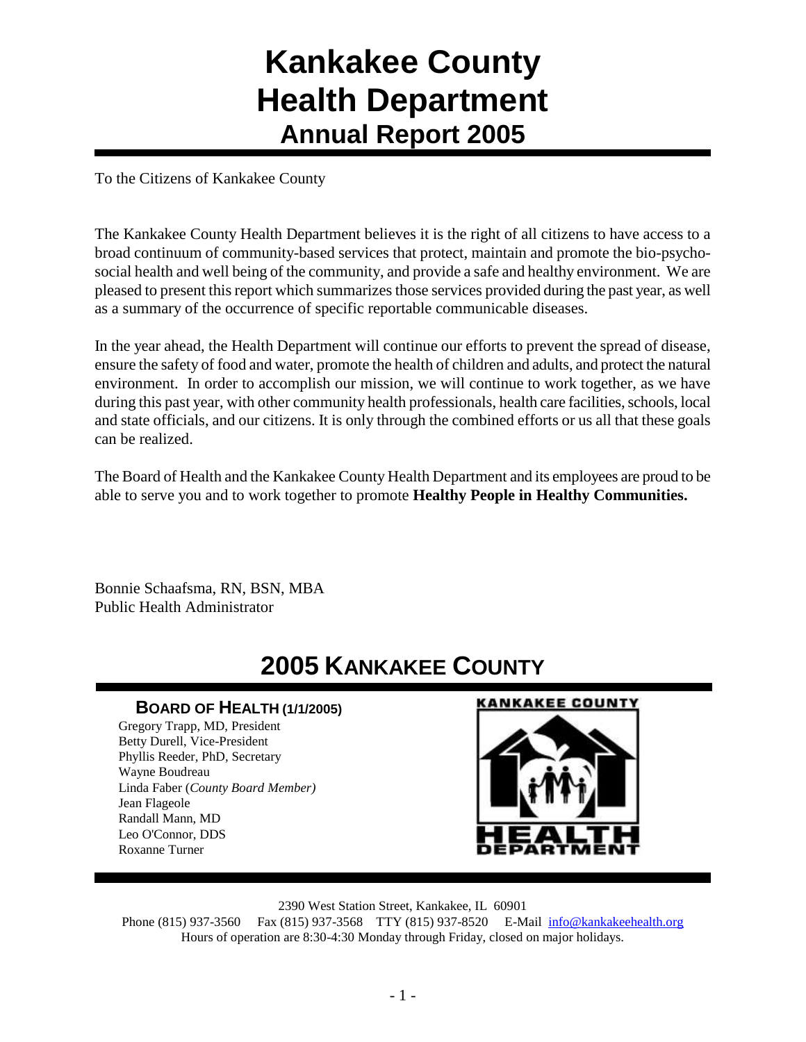# Kankakee County Health Department
## Annual Report 2005

To the Citizens of Kankakee County

The Kankakee County Health Department believes it is the right of all citizens to have access to a broad continuum of community-based services that protect, maintain and promote the bio-psycho-social health and well being of the community, and provide a safe and healthy environment. We are pleased to present this report which summarizes those services provided during the past year, as well as a summary of the occurrence of specific reportable communicable diseases.

In the year ahead, the Health Department will continue our efforts to prevent the spread of disease, ensure the safety of food and water, promote the health of children and adults, and protect the natural environment. In order to accomplish our mission, we will continue to work together, as we have during this past year, with other community health professionals, health care facilities, schools, local and state officials, and our citizens. It is only through the combined efforts or us all that these goals can be realized.

The Board of Health and the Kankakee County Health Department and its employees are proud to be able to serve you and to work together to promote **Healthy People in Healthy Communities.**

Bonnie Schaafsma, RN, BSN, MBA
Public Health Administrator

## 2005 Kankakee County

### Board of Health (1/1/2005)

Gregory Trapp, MD, President
Betty Durell, Vice-President
Phyllis Reeder, PhD, Secretary
Wayne Boudreau
Linda Faber (*County Board Member)*
Jean Flageole
Randall Mann, MD
Leo O'Connor, DDS
Roxanne Turner

Kankakee County Health Department

2390 West Station Street, Kankakee, IL 60901
Phone (815) 937-3560 Fax (815) 937-3568 TTY (815) 937-8520 E-Mail info@kankakeehealth.org
Hours of operation are 8:30-4:30 Monday through Friday, closed on major holidays.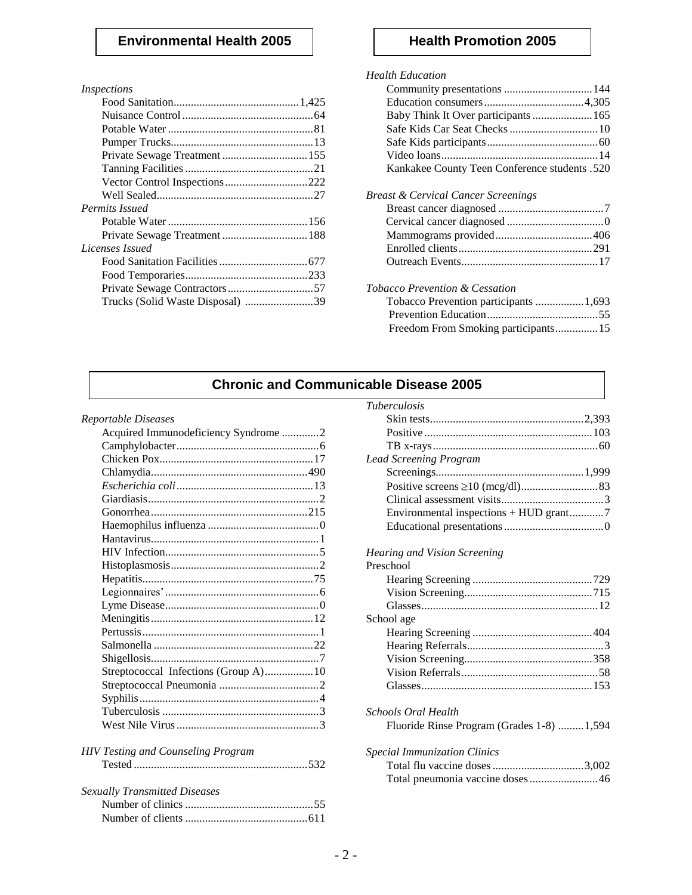## Environmental Health 2005

*Inspections*

| | |
|---|---|
| Food Sanitation | 1,425 |
| Nuisance Control | 64 |
| Potable Water | 81 |
| Pumper Trucks | 13 |
| Private Sewage Treatment | 155 |
| Tanning Facilities | 21 |
| Vector Control Inspections | 222 |
| Well Sealed | 27 |

*Permits Issued*

| | |
|---|---|
| Potable Water | 156 |
| Private Sewage Treatment | 188 |

*Licenses Issued*

| | |
|---|---|
| Food Sanitation Facilities | 677 |
| Food Temporaries | 233 |
| Private Sewage Contractors | 57 |
| Trucks (Solid Waste Disposal) | 39 |

## Health Promotion 2005

*Health Education*

| | |
|---|---|
| Community presentations | 144 |
| Education consumers | 4,305 |
| Baby Think It Over participants | 165 |
| Safe Kids Car Seat Checks | 10 |
| Safe Kids participants | 60 |
| Video loans | 14 |
| Kankakee County Teen Conference students | 520 |

*Breast & Cervical Cancer Screenings*

| | |
|---|---|
| Breast cancer diagnosed | 7 |
| Cervical cancer diagnosed | 0 |
| Mammograms provided | 406 |
| Enrolled clients | 291 |
| Outreach Events | 17 |

*Tobacco Prevention & Cessation*

| | |
|---|---|
| Tobacco Prevention participants | 1,693 |
| Prevention Education | 55 |
| Freedom From Smoking participants | 15 |

## Chronic and Communicable Disease 2005

*Reportable Diseases*

| | |
|---|---|
| Acquired Immunodeficiency Syndrome | 2 |
| Camphylobacter | 6 |
| Chicken Pox | 17 |
| Chlamydia | 490 |
| *Escherichia coli* | 13 |
| Giardiasis | 2 |
| Gonorrhea | 215 |
| Haemophilus influenza | 0 |
| Hantavirus | 1 |
| HIV Infection | 5 |
| Histoplasmosis | 2 |
| Hepatitis | 75 |
| Legionnaires' | 6 |
| Lyme Disease | 0 |
| Meningitis | 12 |
| Pertussis | 1 |
| Salmonella | 22 |
| Shigellosis | 7 |
| Streptococcal Infections (Group A) | 10 |
| Streptococcal Pneumonia | 2 |
| Syphilis | 4 |
| Tuberculosis | 3 |
| West Nile Virus | 3 |

*HIV Testing and Counseling Program*

| | |
|---|---|
| Tested | 532 |

*Sexually Transmitted Diseases*

| | |
|---|---|
| Number of clinics | 55 |
| Number of clients | 611 |

*Tuberculosis*

| | |
|---|---|
| Skin tests | 2,393 |
| Positive | 103 |
| TB x-rays | 60 |

*Lead Screening Program*

| | |
|---|---|
| Screenings | 1,999 |
| Positive screens ≥10 (mcg/dl) | 83 |
| Clinical assessment visits | 3 |
| Environmental inspections + HUD grant | 7 |
| Educational presentations | 0 |

*Hearing and Vision Screening*

Preschool

| | |
|---|---|
| Hearing Screening | 729 |
| Vision Screening | 715 |
| Glasses | 12 |

School age

| | |
|---|---|
| Hearing Screening | 404 |
| Hearing Referrals | 3 |
| Vision Screening | 358 |
| Vision Referrals | 58 |
| Glasses | 153 |

*Schools Oral Health*

| | |
|---|---|
| Fluoride Rinse Program (Grades 1-8) | 1,594 |

*Special Immunization Clinics*

| | |
|---|---|
| Total flu vaccine doses | 3,002 |
| Total pneumonia vaccine doses | 46 |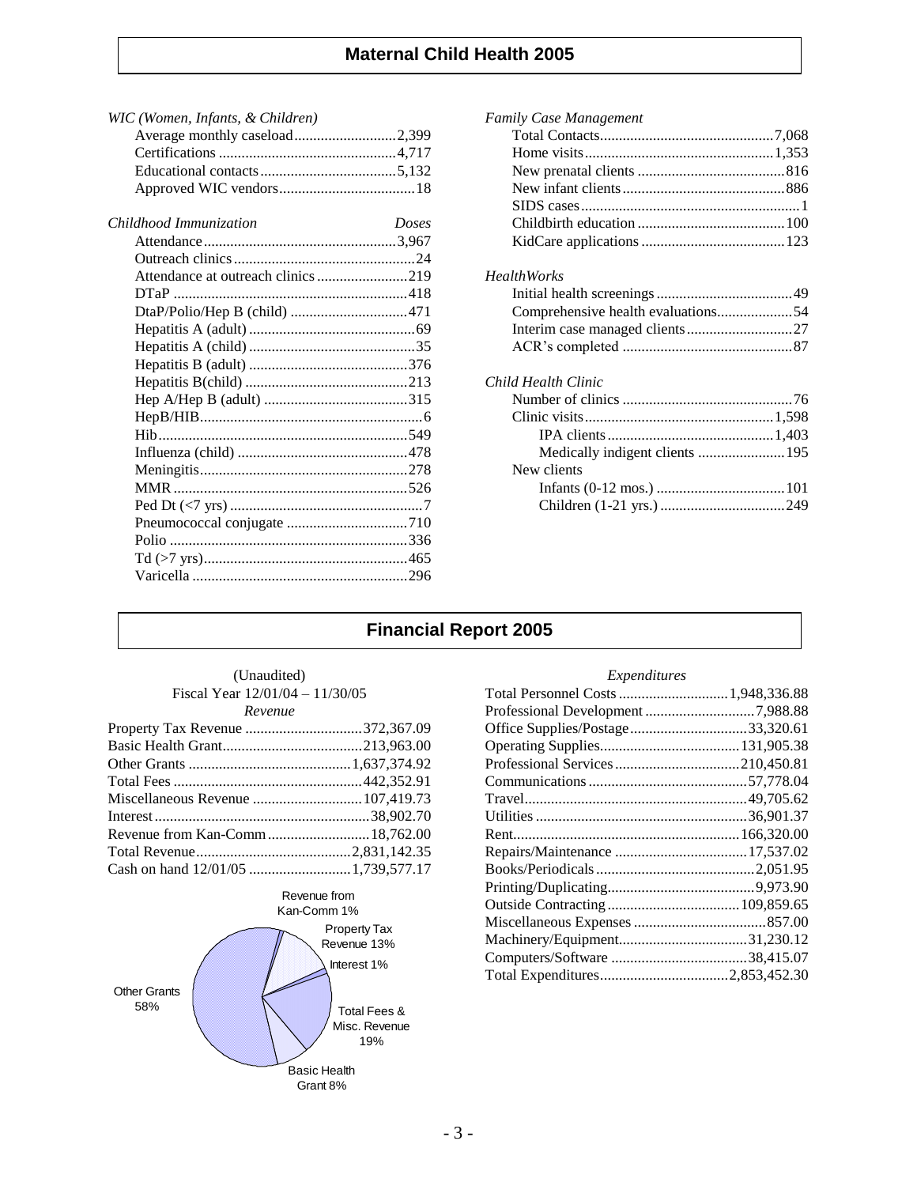# Maternal Child Health 2005

*WIC (Women, Infants, & Children)*

| | |
|---|---|
| Average monthly caseload | 2,399 |
| Certifications | 4,717 |
| Educational contacts | 5,132 |
| Approved WIC vendors | 18 |

| *Childhood Immunization* | *Doses* |
|---|---|
| Attendance | 3,967 |
| Outreach clinics | 24 |
| Attendance at outreach clinics | 219 |
| DTaP | 418 |
| DtaP/Polio/Hep B (child) | 471 |
| Hepatitis A (adult) | 69 |
| Hepatitis A (child) | 35 |
| Hepatitis B (adult) | 376 |
| Hepatitis B(child) | 213 |
| Hep A/Hep B (adult) | 315 |
| HepB/HIB | 6 |
| Hib | 549 |
| Influenza (child) | 478 |
| Meningitis | 278 |
| MMR | 526 |
| Ped Dt (<7 yrs) | 7 |
| Pneumococcal conjugate | 710 |
| Polio | 336 |
| Td (>7 yrs) | 465 |
| Varicella | 296 |

*Family Case Management*

| | |
|---|---|
| Total Contacts | 7,068 |
| Home visits | 1,353 |
| New prenatal clients | 816 |
| New infant clients | 886 |
| SIDS cases | 1 |
| Childbirth education | 100 |
| KidCare applications | 123 |

*HealthWorks*

| | |
|---|---|
| Initial health screenings | 49 |
| Comprehensive health evaluations | 54 |
| Interim case managed clients | 27 |
| ACR's completed | 87 |

*Child Health Clinic*

| | |
|---|---|
| Number of clinics | 76 |
| Clinic visits | 1,598 |
| IPA clients | 1,403 |
| Medically indigent clients | 195 |
| New clients | |
| Infants (0-12 mos.) | 101 |
| Children (1-21 yrs.) | 249 |

# Financial Report 2005

(Unaudited)
Fiscal Year 12/01/04 – 11/30/05

*Revenue*

| | |
|---|---|
| Property Tax Revenue | 372,367.09 |
| Basic Health Grant | 213,963.00 |
| Other Grants | 1,637,374.92 |
| Total Fees | 442,352.91 |
| Miscellaneous Revenue | 107,419.73 |
| Interest | 38,902.70 |
| Revenue from Kan-Comm | 18,762.00 |
| Total Revenue | 2,831,142.35 |
| Cash on hand 12/01/05 | 1,739,577.17 |

Revenue from Kan-Comm 1%
Property Tax Revenue 13%
Interest 1%
Total Fees & Misc. Revenue 19%
Basic Health Grant 8%
Other Grants 58%

*Expenditures*

| | |
|---|---|
| Total Personnel Costs | 1,948,336.88 |
| Professional Development | 7,988.88 |
| Office Supplies/Postage | 33,320.61 |
| Operating Supplies | 131,905.38 |
| Professional Services | 210,450.81 |
| Communications | 57,778.04 |
| Travel | 49,705.62 |
| Utilities | 36,901.37 |
| Rent | 166,320.00 |
| Repairs/Maintenance | 17,537.02 |
| Books/Periodicals | 2,051.95 |
| Printing/Duplicating | 9,973.90 |
| Outside Contracting | 109,859.65 |
| Miscellaneous Expenses | 857.00 |
| Machinery/Equipment | 31,230.12 |
| Computers/Software | 38,415.07 |
| Total Expenditures | 2,853,452.30 |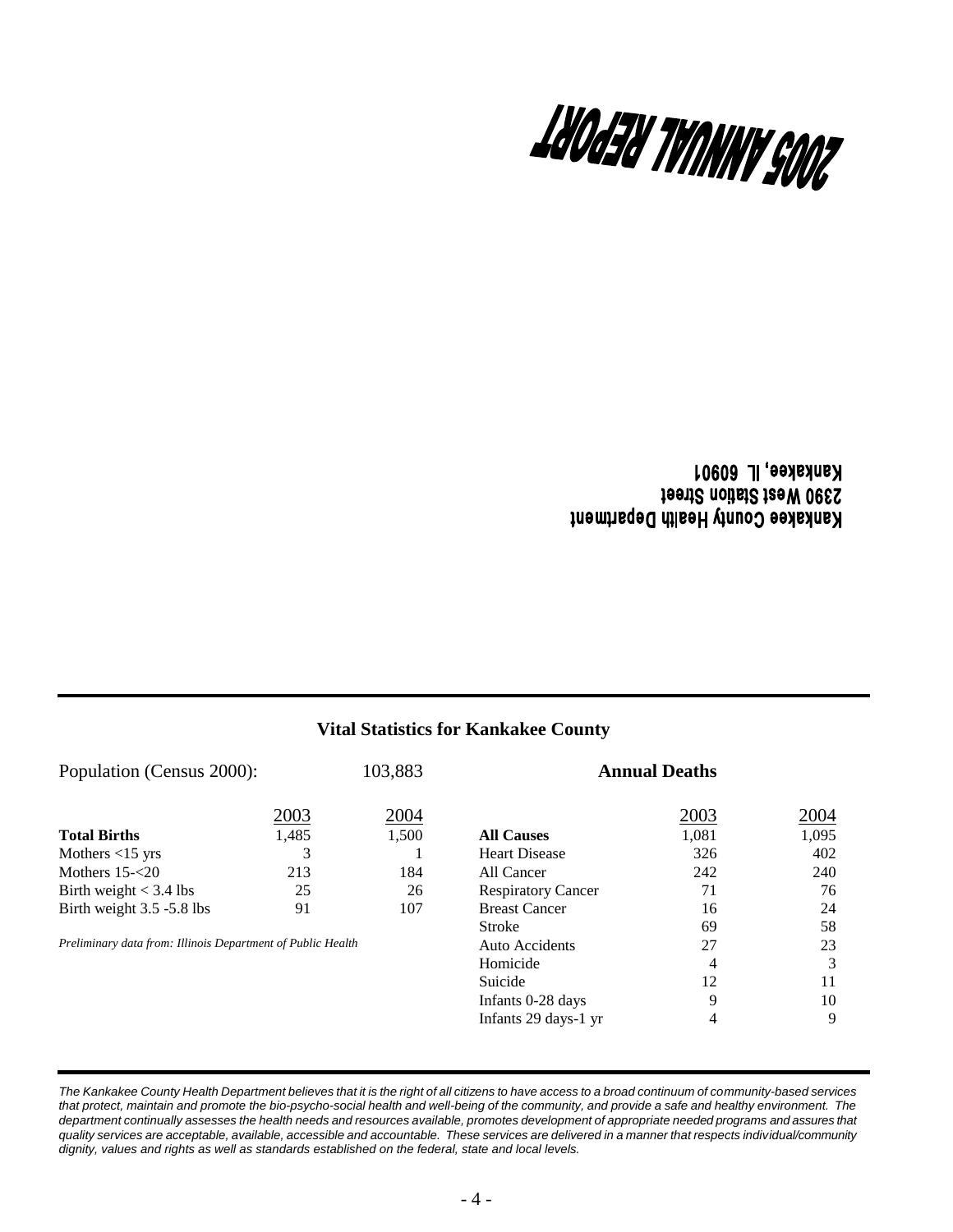# 2005 ANNUAL REPORT

**Kankakee County Health Department**
**2390 West Station Street**
**Kankakee, IL 60901**

## Vital Statistics for Kankakee County

Population (Census 2000): 103,883

| | 2003 | 2004 |
|---|---|---|
| **Total Births** | 1,485 | 1,500 |
| Mothers <15 yrs | 3 | 1 |
| Mothers 15-<20 | 213 | 184 |
| Birth weight < 3.4 lbs | 25 | 26 |
| Birth weight 3.5 -5.8 lbs | 91 | 107 |

*Preliminary data from: Illinois Department of Public Health*

**Annual Deaths**

| | 2003 | 2004 |
|---|---|---|
| **All Causes** | 1,081 | 1,095 |
| Heart Disease | 326 | 402 |
| All Cancer | 242 | 240 |
| Respiratory Cancer | 71 | 76 |
| Breast Cancer | 16 | 24 |
| Stroke | 69 | 58 |
| Auto Accidents | 27 | 23 |
| Homicide | 4 | 3 |
| Suicide | 12 | 11 |
| Infants 0-28 days | 9 | 10 |
| Infants 29 days-1 yr | 4 | 9 |

*The Kankakee County Health Department believes that it is the right of all citizens to have access to a broad continuum of community-based services that protect, maintain and promote the bio-psycho-social health and well-being of the community, and provide a safe and healthy environment. The department continually assesses the health needs and resources available, promotes development of appropriate needed programs and assures that quality services are acceptable, available, accessible and accountable. These services are delivered in a manner that respects individual/community dignity, values and rights as well as standards established on the federal, state and local levels.*